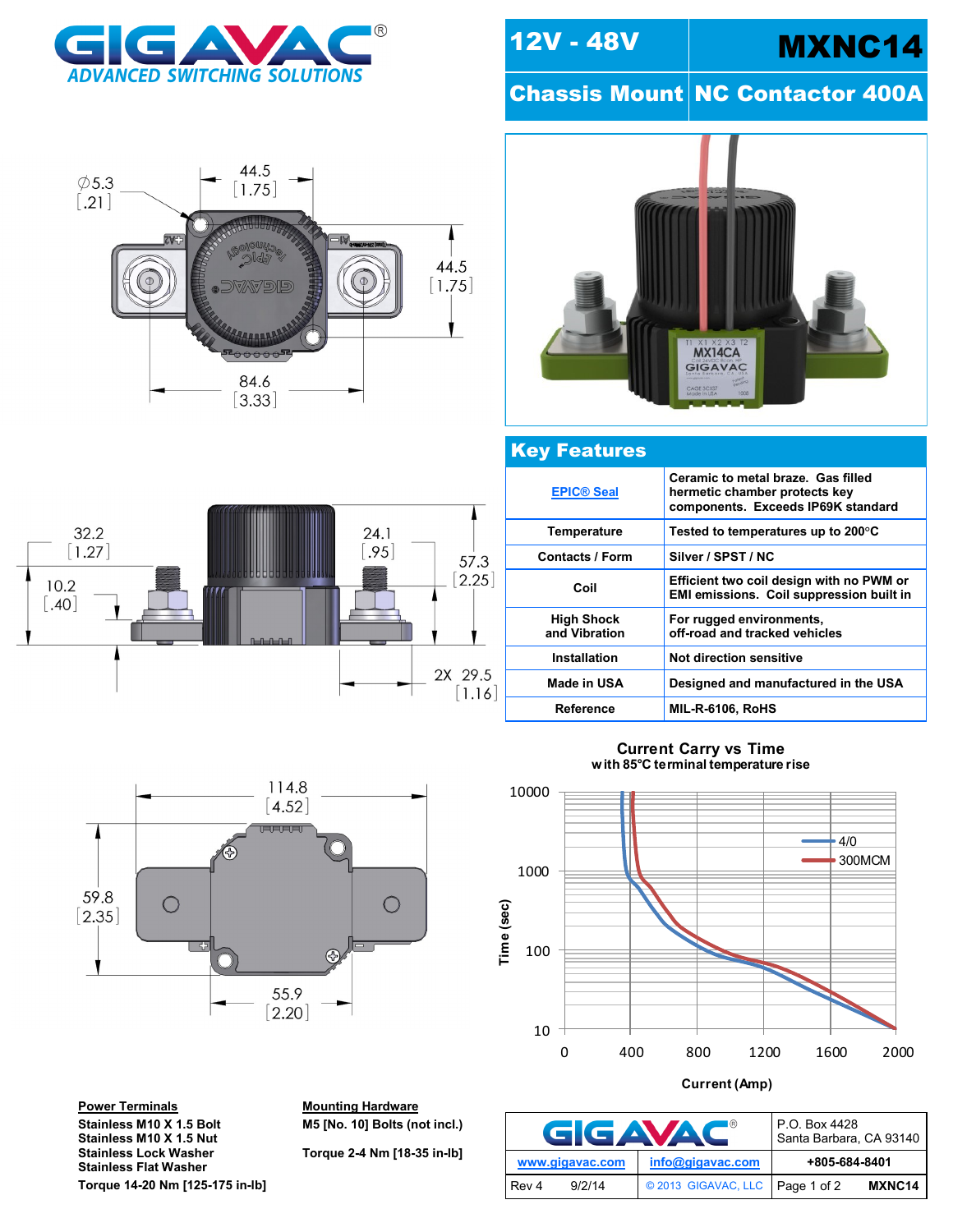# GIGAVAC®

*ADVANCED SWITCHING SOLUTIONS*

## 12V - 48V MXNC14

## Chassis Mount NC Contactor 400A

Ø5.3 [.21]

44.5 [1.75]

44.5 [1.75]

84.6 [3.33]

32.2 [1.27]

24.1 [.95]

57.3 [2.25]

10.2 [.40]

2X 29.5 [1.16]

114.8 [4.52]

59.8 [2.35]

55.9 [2.20]

## Key Features

| | |
|---|---|
| EPIC® Seal | Ceramic to metal braze. Gas filled hermetic chamber protects key components. Exceeds IP69K standard |
| Temperature | Tested to temperatures up to 200°C |
| Contacts / Form | Silver / SPST / NC |
| Coil | Efficient two coil design with no PWM or EMI emissions. Coil suppression built in |
| High Shock and Vibration | For rugged environments, off-road and tracked vehicles |
| Installation | Not direction sensitive |
| Made in USA | Designed and manufactured in the USA |
| Reference | MIL-R-6106, RoHS |

**Current Carry vs Time**
**with 85°C terminal temperature rise**

Time (sec): 10, 100, 1000, 10000

Current (Amp): 0, 400, 800, 1200, 1600, 2000

Legend: 4/0, 300MCM

**Power Terminals**

Stainless M10 X 1.5 Bolt
Stainless M10 X 1.5 Nut
Stainless Lock Washer
Stainless Flat Washer

Torque 14-20 Nm [125-175 in-lb]

**Mounting Hardware**

M5 [No. 10] Bolts (not incl.)

Torque 2-4 Nm [18-35 in-lb]

| GIGAVAC® | | P.O. Box 4428 Santa Barbara, CA 93140 |
|---|---|---|
| www.gigavac.com | info@gigavac.com | +805-684-8401 |
| Rev 4 9/2/14 | © 2013 GIGAVAC, LLC | MXNC14 |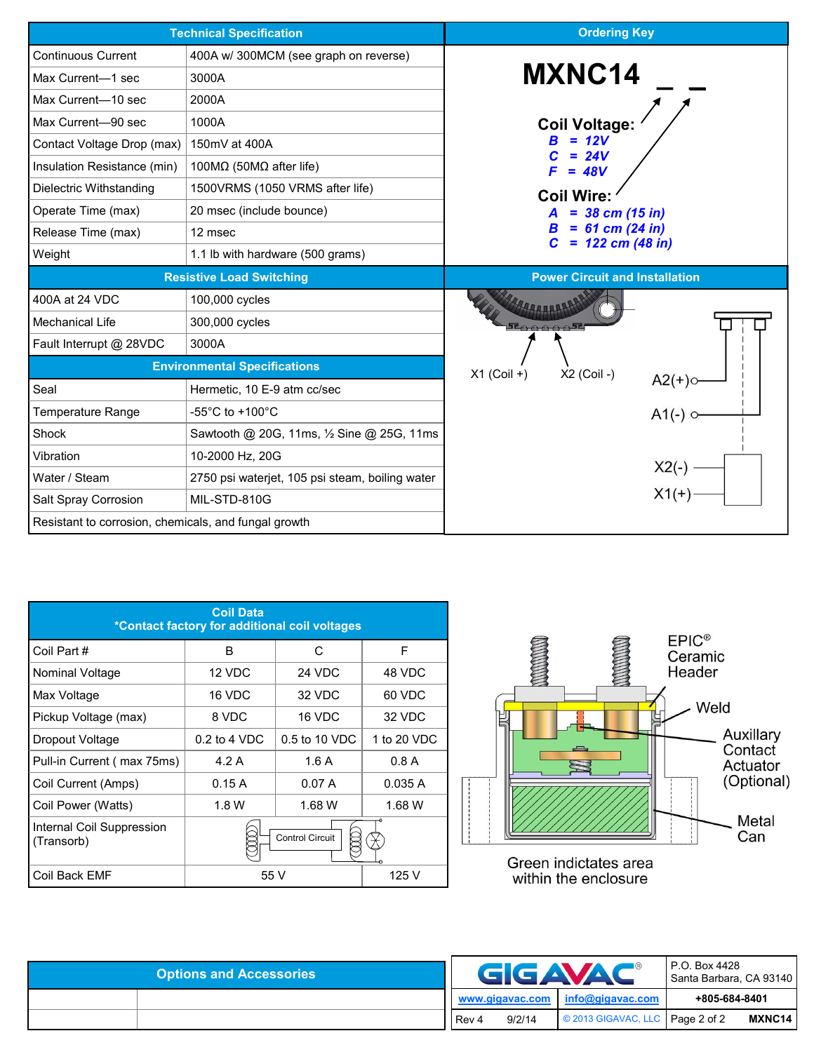## Technical Specification

| | |
|---|---|
| Continuous Current | 400A w/ 300MCM (see graph on reverse) |
| Max Current—1 sec | 3000A |
| Max Current—10 sec | 2000A |
| Max Current—90 sec | 1000A |
| Contact Voltage Drop (max) | 150mV at 400A |
| Insulation Resistance (min) | 100MΩ (50MΩ after life) |
| Dielectric Withstanding | 1500VRMS (1050 VRMS after life) |
| Operate Time (max) | 20 msec (include bounce) |
| Release Time (max) | 12 msec |
| Weight | 1.1 lb with hardware (500 grams) |

## Ordering Key

**MXNC14 _ _**

**Coil Voltage:**
- *B = 12V*
- *C = 24V*
- *F = 48V*

**Coil Wire:**
- *A = 38 cm (15 in)*
- *B = 61 cm (24 in)*
- *C = 122 cm (48 in)*

## Resistive Load Switching

| | |
|---|---|
| 400A at 24 VDC | 100,000 cycles |
| Mechanical Life | 300,000 cycles |
| Fault Interrupt @ 28VDC | 3000A |

## Environmental Specifications

| | |
|---|---|
| Seal | Hermetic, 10 E-9 atm cc/sec |
| Temperature Range | -55°C to +100°C |
| Shock | Sawtooth @ 20G, 11ms, ½ Sine @ 25G, 11ms |
| Vibration | 10-2000 Hz, 20G |
| Water / Steam | 2750 psi waterjet, 105 psi steam, boiling water |
| Salt Spray Corrosion | MIL-STD-810G |
| Resistant to corrosion, chemicals, and fungal growth | |

## Power Circuit and Installation

X1 (Coil +)
X2 (Coil -)
A2(+)
A1(-)
X2(-)
X1(+)

## Coil Data
*Contact factory for additional coil voltages

| Coil Part # | B | C | F |
|---|---|---|---|
| Nominal Voltage | 12 VDC | 24 VDC | 48 VDC |
| Max Voltage | 16 VDC | 32 VDC | 60 VDC |
| Pickup Voltage (max) | 8 VDC | 16 VDC | 32 VDC |
| Dropout Voltage | 0.2 to 4 VDC | 0.5 to 10 VDC | 1 to 20 VDC |
| Pull-in Current ( max 75ms) | 4.2 A | 1.6 A | 0.8 A |
| Coil Current (Amps) | 0.15 A | 0.07 A | 0.035 A |
| Coil Power (Watts) | 1.8 W | 1.68 W | 1.68 W |
| Internal Coil Suppression (Transorb) | Control Circuit | | |
| Coil Back EMF | 55 V | | 125 V |

EPIC® Ceramic Header
Weld
Auxillary Contact Actuator (Optional)
Metal Can

Green indictates area within the enclosure

## Options and Accessories

| | |
|---|---|
| | |
| | |

GIGAVAC® — P.O. Box 4428, Santa Barbara, CA 93140
www.gigavac.com | info@gigavac.com | +805-684-8401
Rev 4 9/2/14 | © 2013 GIGAVAC, LLC | MXNC14